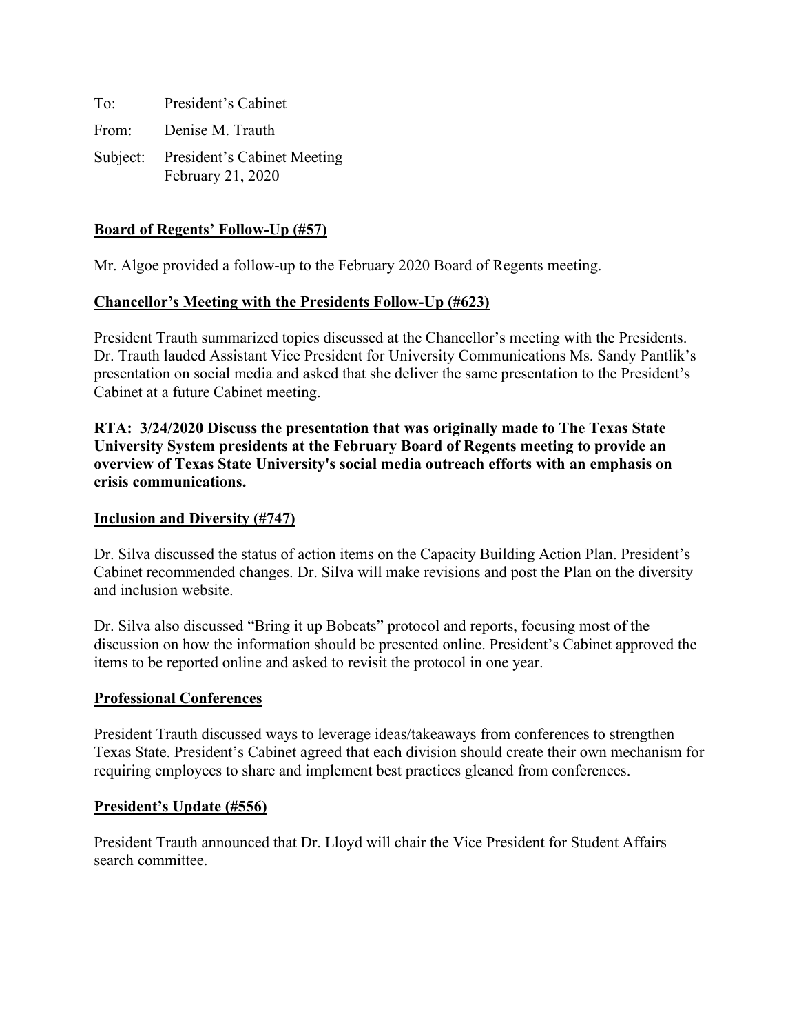To: President's Cabinet

From: Denise M. Trauth

Subject: President's Cabinet Meeting
February 21, 2020

**Board of Regents' Follow-Up (#57)**

Mr. Algoe provided a follow-up to the February 2020 Board of Regents meeting.

**Chancellor's Meeting with the Presidents Follow-Up (#623)**

President Trauth summarized topics discussed at the Chancellor's meeting with the Presidents. Dr. Trauth lauded Assistant Vice President for University Communications Ms. Sandy Pantlik's presentation on social media and asked that she deliver the same presentation to the President's Cabinet at a future Cabinet meeting.

**RTA: 3/24/2020 Discuss the presentation that was originally made to The Texas State University System presidents at the February Board of Regents meeting to provide an overview of Texas State University's social media outreach efforts with an emphasis on crisis communications.**

**Inclusion and Diversity (#747)**

Dr. Silva discussed the status of action items on the Capacity Building Action Plan. President's Cabinet recommended changes. Dr. Silva will make revisions and post the Plan on the diversity and inclusion website.

Dr. Silva also discussed "Bring it up Bobcats" protocol and reports, focusing most of the discussion on how the information should be presented online. President's Cabinet approved the items to be reported online and asked to revisit the protocol in one year.

**Professional Conferences**

President Trauth discussed ways to leverage ideas/takeaways from conferences to strengthen Texas State. President's Cabinet agreed that each division should create their own mechanism for requiring employees to share and implement best practices gleaned from conferences.

**President's Update (#556)**

President Trauth announced that Dr. Lloyd will chair the Vice President for Student Affairs search committee.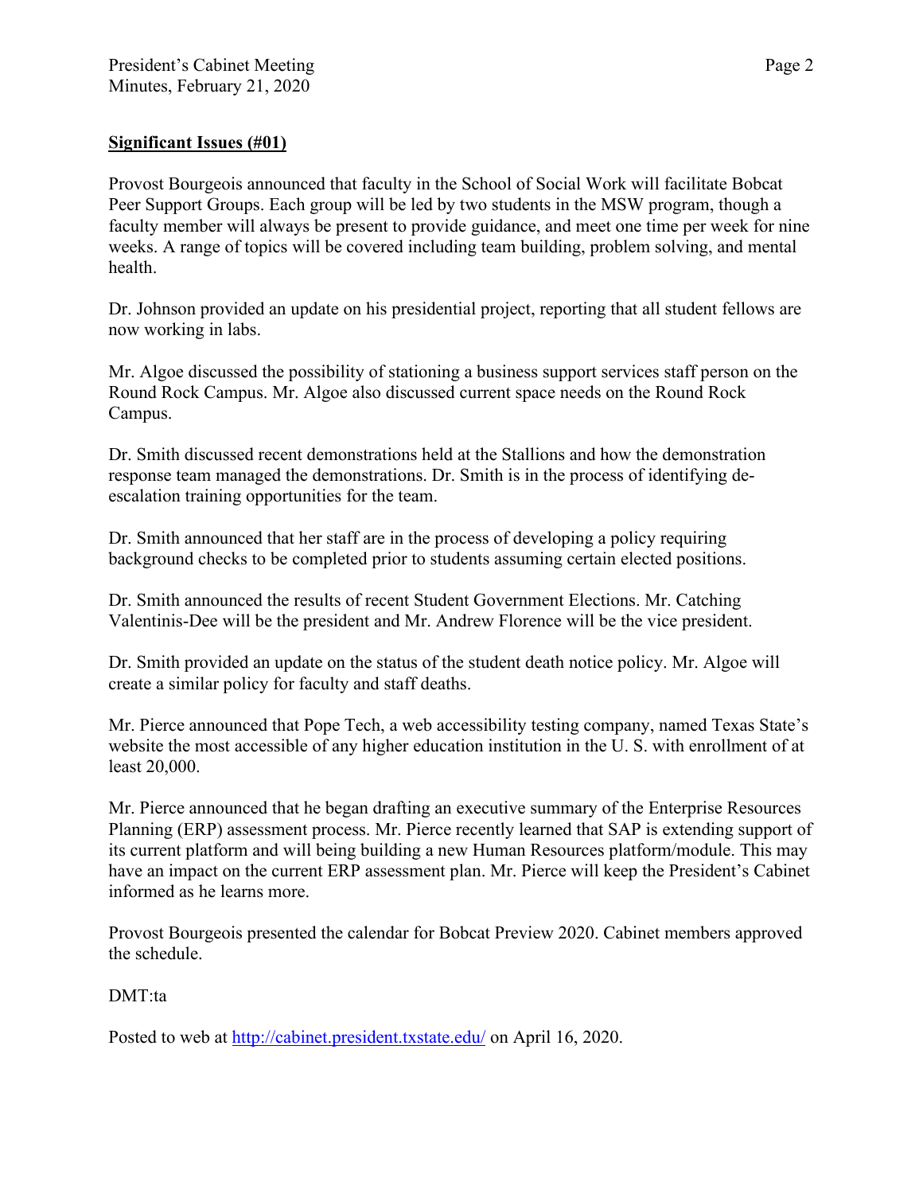**Significant Issues (#01)**

Provost Bourgeois announced that faculty in the School of Social Work will facilitate Bobcat Peer Support Groups. Each group will be led by two students in the MSW program, though a faculty member will always be present to provide guidance, and meet one time per week for nine weeks. A range of topics will be covered including team building, problem solving, and mental health.

Dr. Johnson provided an update on his presidential project, reporting that all student fellows are now working in labs.

Mr. Algoe discussed the possibility of stationing a business support services staff person on the Round Rock Campus. Mr. Algoe also discussed current space needs on the Round Rock Campus.

Dr. Smith discussed recent demonstrations held at the Stallions and how the demonstration response team managed the demonstrations. Dr. Smith is in the process of identifying de-escalation training opportunities for the team.

Dr. Smith announced that her staff are in the process of developing a policy requiring background checks to be completed prior to students assuming certain elected positions.

Dr. Smith announced the results of recent Student Government Elections. Mr. Catching Valentinis-Dee will be the president and Mr. Andrew Florence will be the vice president.

Dr. Smith provided an update on the status of the student death notice policy. Mr. Algoe will create a similar policy for faculty and staff deaths.

Mr. Pierce announced that Pope Tech, a web accessibility testing company, named Texas State's website the most accessible of any higher education institution in the U. S. with enrollment of at least 20,000.

Mr. Pierce announced that he began drafting an executive summary of the Enterprise Resources Planning (ERP) assessment process. Mr. Pierce recently learned that SAP is extending support of its current platform and will being building a new Human Resources platform/module. This may have an impact on the current ERP assessment plan. Mr. Pierce will keep the President's Cabinet informed as he learns more.

Provost Bourgeois presented the calendar for Bobcat Preview 2020. Cabinet members approved the schedule.

DMT:ta

Posted to web at http://cabinet.president.txstate.edu/ on April 16, 2020.